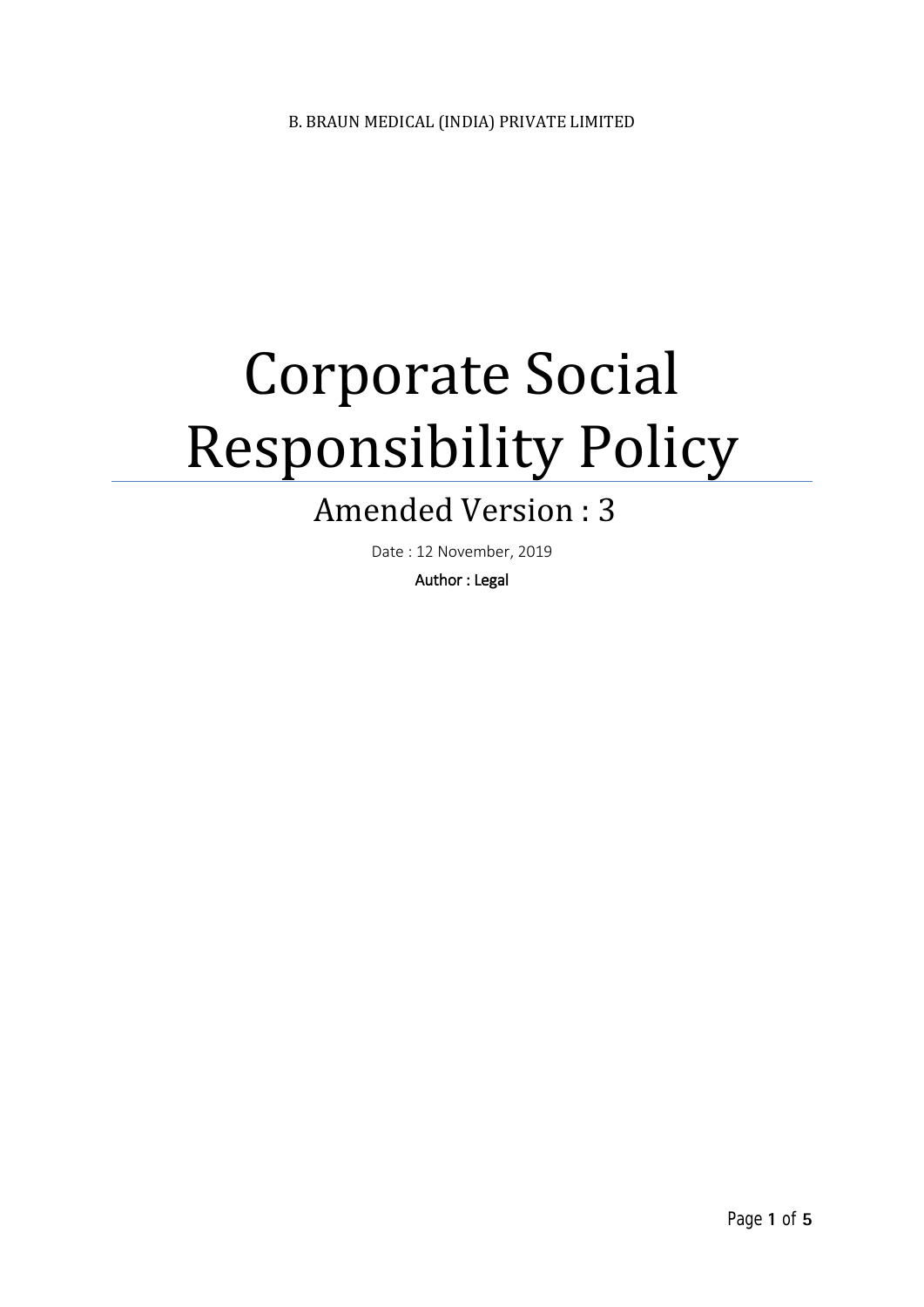B. BRAUN MEDICAL (INDIA) PRIVATE LIMITED

# Corporate Social Responsibility Policy

## Amended Version : 3

Date : 12 November, 2019

Author : Legal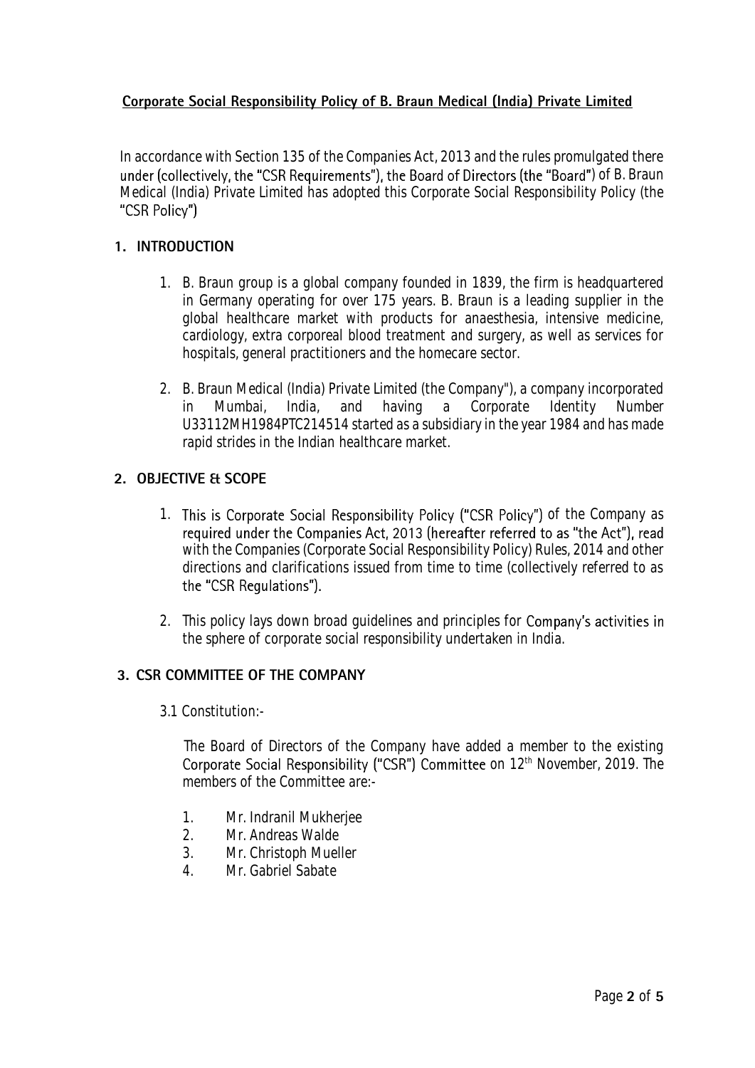**Corporate Social Responsibility Policy of B. Braun Medical (India) Private Limited**

In accordance with Section 135 of the Companies Act, 2013 and the rules promulgated there under (collectively, the "CSR Requirements"), the Board of Directors (the "Board") of B. Braun Medical (India) Private Limited has adopted this Corporate Social Responsibility Policy (the "CSR Policy")

## 1. INTRODUCTION

1. B. Braun group is a global company founded in 1839, the firm is headquartered in Germany operating for over 175 years. B. Braun is a leading supplier in the global healthcare market with products for anaesthesia, intensive medicine, cardiology, extra corporeal blood treatment and surgery, as well as services for hospitals, general practitioners and the homecare sector.

2. B. Braun Medical (India) Private Limited (the Company"), a company incorporated in Mumbai, India, and having a Corporate Identity Number U33112MH1984PTC214514 started as a subsidiary in the year 1984 and has made rapid strides in the Indian healthcare market.

## 2. OBJECTIVE & SCOPE

1. This is Corporate Social Responsibility Policy ("CSR Policy") of the Company as required under the Companies Act, 2013 (hereafter referred to as "the Act"), read with the Companies (Corporate Social Responsibility Policy) Rules, 2014 and other directions and clarifications issued from time to time (collectively referred to as the "CSR Regulations").

2. This policy lays down broad guidelines and principles for Company's activities in the sphere of corporate social responsibility undertaken in India.

## 3. CSR COMMITTEE OF THE COMPANY

3.1 Constitution:-

The Board of Directors of the Company have added a member to the existing Corporate Social Responsibility ("CSR") Committee on 12th November, 2019. The members of the Committee are:-

1. Mr. Indranil Mukherjee
2. Mr. Andreas Walde
3. Mr. Christoph Mueller
4. Mr. Gabriel Sabate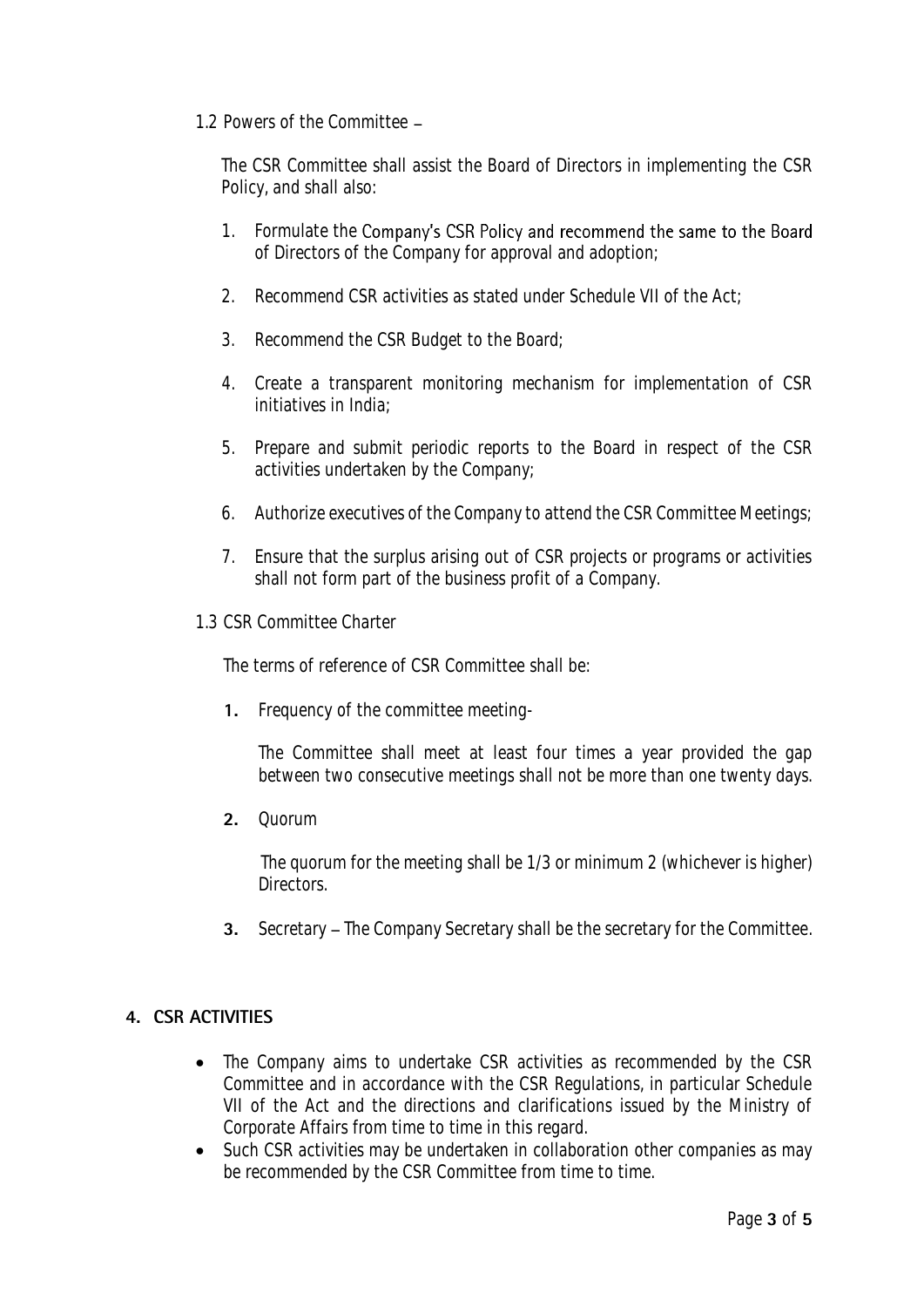1.2 Powers of the Committee –

The CSR Committee shall assist the Board of Directors in implementing the CSR Policy, and shall also:

1. Formulate the Company's CSR Policy and recommend the same to the Board of Directors of the Company for approval and adoption;

2. Recommend CSR activities as stated under Schedule VII of the Act;

3. Recommend the CSR Budget to the Board;

4. Create a transparent monitoring mechanism for implementation of CSR initiatives in India;

5. Prepare and submit periodic reports to the Board in respect of the CSR activities undertaken by the Company;

6. Authorize executives of the Company to attend the CSR Committee Meetings;

7. Ensure that the surplus arising out of CSR projects or programs or activities shall not form part of the business profit of a Company.

1.3 CSR Committee Charter

The terms of reference of CSR Committee shall be:

1. Frequency of the committee meeting-

   The Committee shall meet at least four times a year provided the gap between two consecutive meetings shall not be more than one twenty days.

2. Quorum

   The quorum for the meeting shall be 1/3 or minimum 2 (whichever is higher) Directors.

3. Secretary – The Company Secretary shall be the secretary for the Committee.

## 4. CSR ACTIVITIES

- The Company aims to undertake CSR activities as recommended by the CSR Committee and in accordance with the CSR Regulations, in particular Schedule VII of the Act and the directions and clarifications issued by the Ministry of Corporate Affairs from time to time in this regard.
- Such CSR activities may be undertaken in collaboration other companies as may be recommended by the CSR Committee from time to time.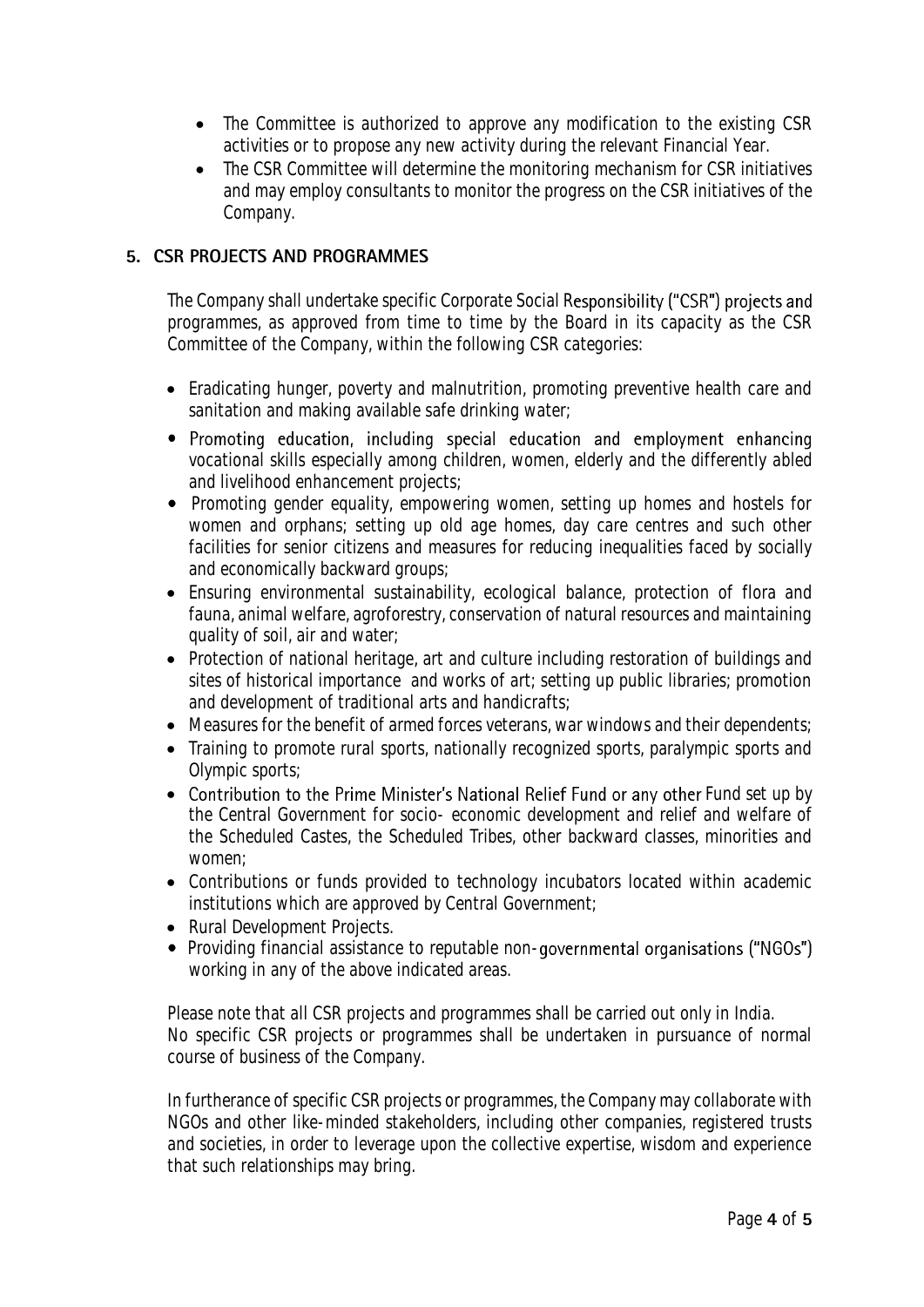- The Committee is authorized to approve any modification to the existing CSR activities or to propose any new activity during the relevant Financial Year.
- The CSR Committee will determine the monitoring mechanism for CSR initiatives and may employ consultants to monitor the progress on the CSR initiatives of the Company.

## 5. CSR PROJECTS AND PROGRAMMES

The Company shall undertake specific Corporate Social Responsibility ("CSR") projects and programmes, as approved from time to time by the Board in its capacity as the CSR Committee of the Company, within the following CSR categories:

- Eradicating hunger, poverty and malnutrition, promoting preventive health care and sanitation and making available safe drinking water;
- Promoting education, including special education and employment enhancing vocational skills especially among children, women, elderly and the differently abled and livelihood enhancement projects;
- Promoting gender equality, empowering women, setting up homes and hostels for women and orphans; setting up old age homes, day care centres and such other facilities for senior citizens and measures for reducing inequalities faced by socially and economically backward groups;
- Ensuring environmental sustainability, ecological balance, protection of flora and fauna, animal welfare, agroforestry, conservation of natural resources and maintaining quality of soil, air and water;
- Protection of national heritage, art and culture including restoration of buildings and sites of historical importance and works of art; setting up public libraries; promotion and development of traditional arts and handicrafts;
- Measures for the benefit of armed forces veterans, war windows and their dependents;
- Training to promote rural sports, nationally recognized sports, paralympic sports and Olympic sports;
- Contribution to the Prime Minister's National Relief Fund or any other Fund set up by the Central Government for socio- economic development and relief and welfare of the Scheduled Castes, the Scheduled Tribes, other backward classes, minorities and women;
- Contributions or funds provided to technology incubators located within academic institutions which are approved by Central Government;
- Rural Development Projects.
- Providing financial assistance to reputable non-governmental organisations ("NGOs") working in any of the above indicated areas.

Please note that all CSR projects and programmes shall be carried out only in India.
No specific CSR projects or programmes shall be undertaken in pursuance of normal course of business of the Company.

In furtherance of specific CSR projects or programmes, the Company may collaborate with NGOs and other like-minded stakeholders, including other companies, registered trusts and societies, in order to leverage upon the collective expertise, wisdom and experience that such relationships may bring.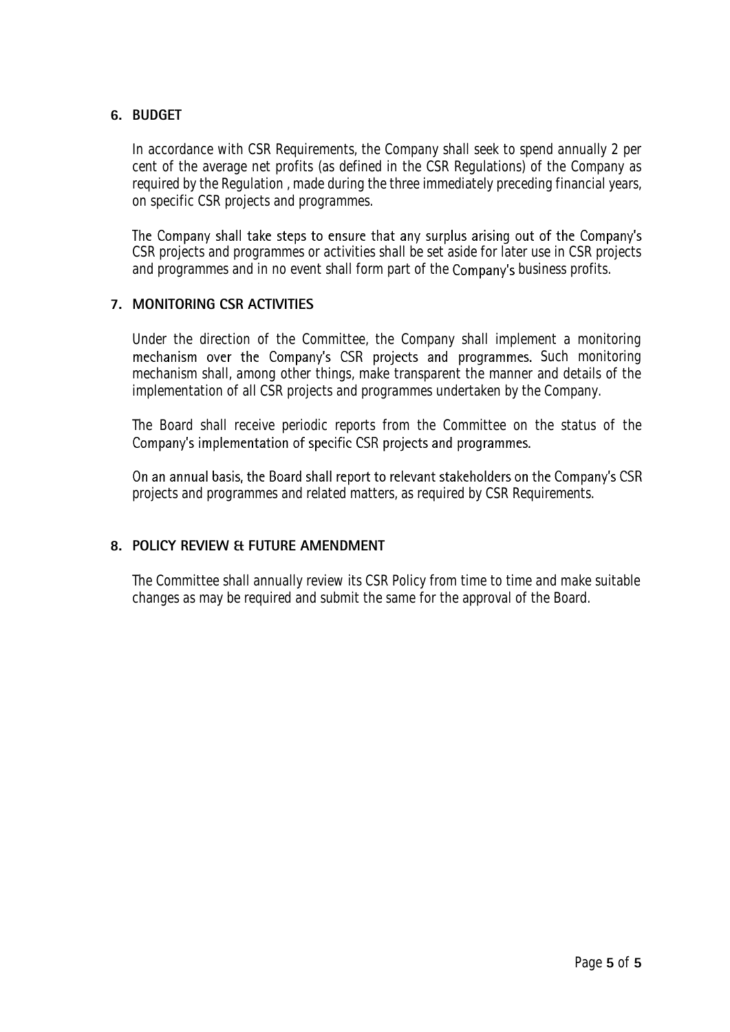## 6. BUDGET

In accordance with CSR Requirements, the Company shall seek to spend annually 2 per cent of the average net profits (as defined in the CSR Regulations) of the Company as required by the Regulation , made during the three immediately preceding financial years, on specific CSR projects and programmes.

The Company shall take steps to ensure that any surplus arising out of the Company's CSR projects and programmes or activities shall be set aside for later use in CSR projects and programmes and in no event shall form part of the Company's business profits.

## 7. MONITORING CSR ACTIVITIES

Under the direction of the Committee, the Company shall implement a monitoring mechanism over the Company's CSR projects and programmes. Such monitoring mechanism shall, among other things, make transparent the manner and details of the implementation of all CSR projects and programmes undertaken by the Company.

The Board shall receive periodic reports from the Committee on the status of the Company's implementation of specific CSR projects and programmes.

On an annual basis, the Board shall report to relevant stakeholders on the Company's CSR projects and programmes and related matters, as required by CSR Requirements.

## 8. POLICY REVIEW & FUTURE AMENDMENT

The Committee shall annually review its CSR Policy from time to time and make suitable changes as may be required and submit the same for the approval of the Board.